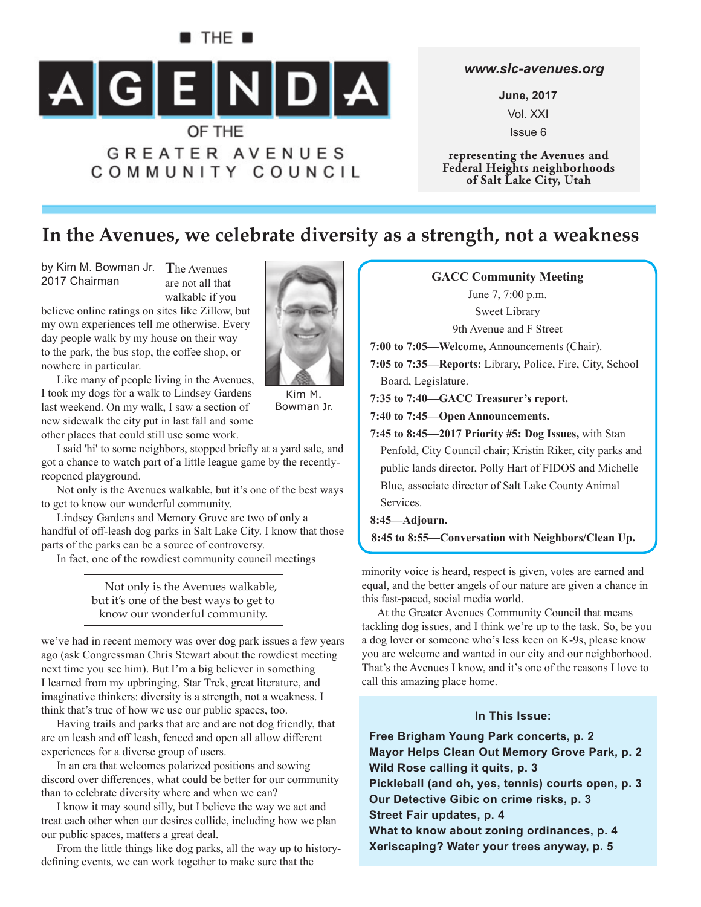THE

# AGENDA

OF THE

GREATER AVENUES COMMUNITY COUNCIL

*www.slc-avenues.org*

June, 2017

Vol. XXI

Issue 6

**representing the Avenues and Federal Heights neighborhoods of Salt Lake City, Utah**

## In the Avenues, we celebrate diversity as a strength, not a weakness

by Kim M. Bowman Jr.
2017 Chairman

Kim M. Bowman Jr.

The Avenues are not all that walkable if you believe online ratings on sites like Zillow, but my own experiences tell me otherwise. Every day people walk by my house on their way to the park, the bus stop, the coffee shop, or nowhere in particular.

Like many of people living in the Avenues, I took my dogs for a walk to Lindsey Gardens last weekend. On my walk, I saw a section of new sidewalk the city put in last fall and some other places that could still use some work.

I said 'hi' to some neighbors, stopped briefly at a yard sale, and got a chance to watch part of a little league game by the recently-reopened playground.

Not only is the Avenues walkable, but it's one of the best ways to get to know our wonderful community.

Lindsey Gardens and Memory Grove are two of only a handful of off-leash dog parks in Salt Lake City. I know that those parts of the parks can be a source of controversy.

In fact, one of the rowdiest community council meetings we've had in recent memory was over dog park issues a few years ago (ask Congressman Chris Stewart about the rowdiest meeting next time you see him). But I'm a big believer in something I learned from my upbringing, Star Trek, great literature, and imaginative thinkers: diversity is a strength, not a weakness. I think that's true of how we use our public spaces, too.

> Not only is the Avenues walkable, but it's one of the best ways to get to know our wonderful community.

Having trails and parks that are and are not dog friendly, that are on leash and off leash, fenced and open all allow different experiences for a diverse group of users.

In an era that welcomes polarized positions and sowing discord over differences, what could be better for our community than to celebrate diversity where and when we can?

I know it may sound silly, but I believe the way we act and treat each other when our desires collide, including how we plan our public spaces, matters a great deal.

From the little things like dog parks, all the way up to history-defining events, we can work together to make sure that the minority voice is heard, respect is given, votes are earned and equal, and the better angels of our nature are given a chance in this fast-paced, social media world.

At the Greater Avenues Community Council that means tackling dog issues, and I think we're up to the task. So, be you a dog lover or someone who's less keen on K-9s, please know you are welcome and wanted in our city and our neighborhood. That's the Avenues I know, and it's one of the reasons I love to call this amazing place home.

---

**GACC Community Meeting**

June 7, 7:00 p.m.

Sweet Library

9th Avenue and F Street

**7:00 to 7:05—Welcome,** Announcements (Chair).

**7:05 to 7:35—Reports:** Library, Police, Fire, City, School Board, Legislature.

**7:35 to 7:40—GACC Treasurer's report.**

**7:40 to 7:45—Open Announcements.**

**7:45 to 8:45—2017 Priority #5: Dog Issues,** with Stan Penfold, City Council chair; Kristin Riker, city parks and public lands director, Polly Hart of FIDOS and Michelle Blue, associate director of Salt Lake County Animal Services.

**8:45—Adjourn.**

**8:45 to 8:55—Conversation with Neighbors/Clean Up.**

---

**In This Issue:**

**Free Brigham Young Park concerts, p. 2**
**Mayor Helps Clean Out Memory Grove Park, p. 2**
**Wild Rose calling it quits, p. 3**
**Pickleball (and oh, yes, tennis) courts open, p. 3**
**Our Detective Gibic on crime risks, p. 3**
**Street Fair updates, p. 4**
**What to know about zoning ordinances, p. 4**
**Xeriscaping? Water your trees anyway, p. 5**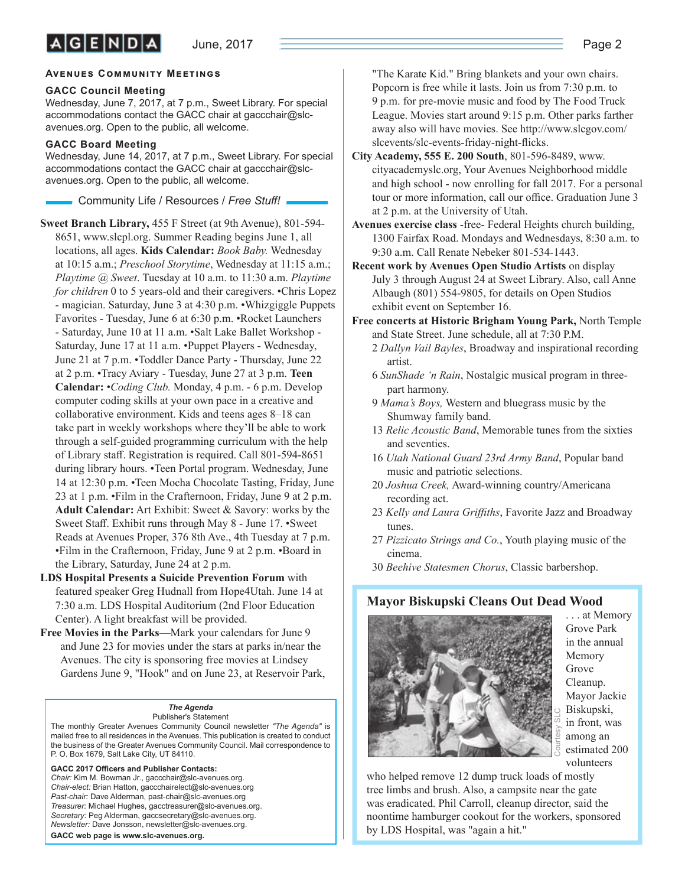## Avenues Community Meetings

### GACC Council Meeting

Wednesday, June 7, 2017, at 7 p.m., Sweet Library. For special accommodations contact the GACC chair at gaccchair@slc-avenues.org. Open to the public, all welcome.

### GACC Board Meeting

Wednesday, June 14, 2017, at 7 p.m., Sweet Library. For special accommodations contact the GACC chair at gaccchair@slc-avenues.org. Open to the public, all welcome.

## Community Life / Resources / *Free Stuff!*

**Sweet Branch Library,** 455 F Street (at 9th Avenue), 801-594-8651, www.slcpl.org. Summer Reading begins June 1, all locations, all ages. **Kids Calendar:** *Book Baby.* Wednesday at 10:15 a.m.; *Preschool Storytime*, Wednesday at 11:15 a.m.; *Playtime @ Sweet*. Tuesday at 10 a.m. to 11:30 a.m. *Playtime for children* 0 to 5 years-old and their caregivers. •Chris Lopez - magician. Saturday, June 3 at 4:30 p.m. •Whizgiggle Puppets Favorites - Tuesday, June 6 at 6:30 p.m. •Rocket Launchers - Saturday, June 10 at 11 a.m. •Salt Lake Ballet Workshop - Saturday, June 17 at 11 a.m. •Puppet Players - Wednesday, June 21 at 7 p.m. •Toddler Dance Party - Thursday, June 22 at 2 p.m. •Tracy Aviary - Tuesday, June 27 at 3 p.m. **Teen Calendar:** •*Coding Club.* Monday, 4 p.m. - 6 p.m. Develop computer coding skills at your own pace in a creative and collaborative environment. Kids and teens ages 8–18 can take part in weekly workshops where they'll be able to work through a self-guided programming curriculum with the help of Library staff. Registration is required. Call 801-594-8651 during library hours. •Teen Portal program. Wednesday, June 14 at 12:30 p.m. •Teen Mocha Chocolate Tasting, Friday, June 23 at 1 p.m. •Film in the Crafternoon, Friday, June 9 at 2 p.m. **Adult Calendar:** Art Exhibit: Sweet & Savory: works by the Sweet Staff. Exhibit runs through May 8 - June 17. •Sweet Reads at Avenues Proper, 376 8th Ave., 4th Tuesday at 7 p.m. •Film in the Crafternoon, Friday, June 9 at 2 p.m. •Board in the Library, Saturday, June 24 at 2 p.m.

**LDS Hospital Presents a Suicide Prevention Forum** with featured speaker Greg Hudnall from Hope4Utah. June 14 at 7:30 a.m. LDS Hospital Auditorium (2nd Floor Education Center). A light breakfast will be provided.

**Free Movies in the Parks**—Mark your calendars for June 9 and June 23 for movies under the stars at parks in/near the Avenues. The city is sponsoring free movies at Lindsey Gardens June 9, "Hook" and on June 23, at Reservoir Park, "The Karate Kid." Bring blankets and your own chairs. Popcorn is free while it lasts. Join us from 7:30 p.m. to 9 p.m. for pre-movie music and food by The Food Truck League. Movies start around 9:15 p.m. Other parks farther away also will have movies. See http://www.slcgov.com/slcevents/slc-events-friday-night-flicks.

**City Academy, 555 E. 200 South**, 801-596-8489, www.cityacademyslc.org, Your Avenues Neighborhood middle and high school - now enrolling for fall 2017. For a personal tour or more information, call our office. Graduation June 3 at 2 p.m. at the University of Utah.

**Avenues exercise class** -free- Federal Heights church building, 1300 Fairfax Road. Mondays and Wednesdays, 8:30 a.m. to 9:30 a.m. Call Renate Nebeker 801-534-1443.

**Recent work by Avenues Open Studio Artists** on display July 3 through August 24 at Sweet Library. Also, call Anne Albaugh (801) 554-9805, for details on Open Studios exhibit event on September 16.

**Free concerts at Historic Brigham Young Park,** North Temple and State Street. June schedule, all at 7:30 P.M.

- 2 *Dallyn Vail Bayles*, Broadway and inspirational recording artist.
- 6 *SunShade 'n Rain*, Nostalgic musical program in three-part harmony.
- 9 *Mama's Boys,* Western and bluegrass music by the Shumway family band.
- 13 *Relic Acoustic Band*, Memorable tunes from the sixties and seventies.
- 16 *Utah National Guard 23rd Army Band*, Popular band music and patriotic selections.
- 20 *Joshua Creek,* Award-winning country/Americana recording act.
- 23 *Kelly and Laura Griffiths*, Favorite Jazz and Broadway tunes.
- 27 *Pizzicato Strings and Co.*, Youth playing music of the cinema.
- 30 *Beehive Statesmen Chorus*, Classic barbershop.

## Mayor Biskupski Cleans Out Dead Wood

Courtesy SLC

. . . at Memory Grove Park in the annual Memory Grove Cleanup. Mayor Jackie Biskupski, in front, was among an estimated 200 volunteers who helped remove 12 dump truck loads of mostly tree limbs and brush. Also, a campsite near the gate was eradicated. Phil Carroll, cleanup director, said the noontime hamburger cookout for the workers, sponsored by LDS Hospital, was "again a hit."

---

***The Agenda***
Publisher's Statement

The monthly Greater Avenues Community Council newsletter *"The Agenda"* is mailed free to all residences in the Avenues. This publication is created to conduct the business of the Greater Avenues Community Council. Mail correspondence to P. O. Box 1679, Salt Lake City, UT 84110.

**GACC 2017 Officers and Publisher Contacts:**
*Chair:* Kim M. Bowman Jr., gaccchair@slc-avenues.org.
*Chair-elect:* Brian Hatton, gaccchairelect@slc-avenues.org
*Past-chair:* Dave Alderman, past-chair@slc-avenues.org
*Treasurer:* Michael Hughes, gacctreasurer@slc-avenues.org.
*Secretary:* Peg Alderman, gaccsecretary@slc-avenues.org.
*Newsletter:* Dave Jonsson, newsletter@slc-avenues.org.

**GACC web page is www.slc-avenues.org.**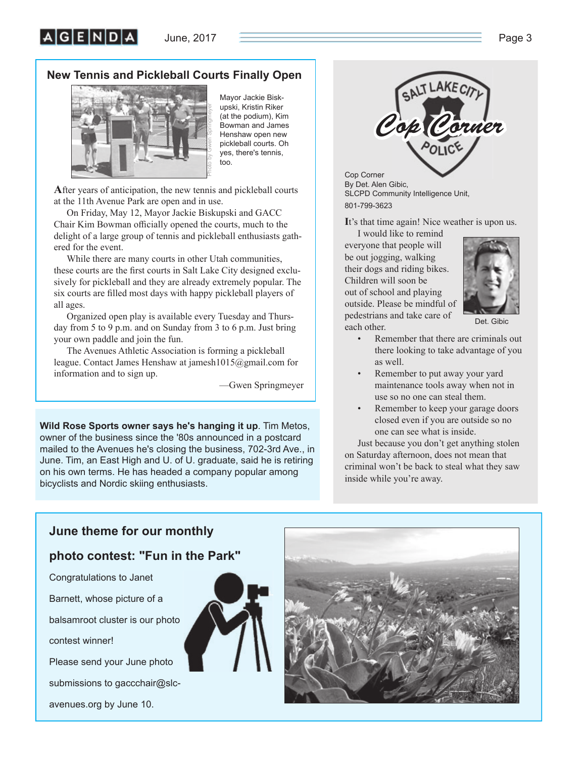## New Tennis and Pickleball Courts Finally Open

Mayor Jackie Biskupski, Kristin Riker (at the podium), Kim Bowman and James Henshaw open new pickleball courts. Oh yes, there's tennis, too.

Photo by Gwen Springmeyer

After years of anticipation, the new tennis and pickleball courts at the 11th Avenue Park are open and in use.

On Friday, May 12, Mayor Jackie Biskupski and GACC Chair Kim Bowman officially opened the courts, much to the delight of a large group of tennis and pickleball enthusiasts gathered for the event.

While there are many courts in other Utah communities, these courts are the first courts in Salt Lake City designed exclusively for pickleball and they are already extremely popular. The six courts are filled most days with happy pickleball players of all ages.

Organized open play is available every Tuesday and Thursday from 5 to 9 p.m. and on Sunday from 3 to 6 p.m. Just bring your own paddle and join the fun.

The Avenues Athletic Association is forming a pickleball league. Contact James Henshaw at jamesh1015@gmail.com for information and to sign up.

—Gwen Springmeyer

**Wild Rose Sports owner says he's hanging it up**. Tim Metos, owner of the business since the '80s announced in a postcard mailed to the Avenues he's closing the business, 702-3rd Ave., in June. Tim, an East High and U. of U. graduate, said he is retiring on his own terms. He has headed a company popular among bicyclists and Nordic skiing enthusiasts.

## Cop Corner

Cop Corner
By Det. Alen Gibic,
SLCPD Community Intelligence Unit,
801-799-3623

It's that time again! Nice weather is upon us.

I would like to remind everyone that people will be out jogging, walking their dogs and riding bikes. Children will soon be out of school and playing outside. Please be mindful of pedestrians and take care of each other.

Det. Gibic

- Remember that there are criminals out there looking to take advantage of you as well.
- Remember to put away your yard maintenance tools away when not in use so no one can steal them.
- Remember to keep your garage doors closed even if you are outside so no one can see what is inside.

Just because you don't get anything stolen on Saturday afternoon, does not mean that criminal won't be back to steal what they saw inside while you're away.

## June theme for our monthly photo contest: "Fun in the Park"

Congratulations to Janet Barnett, whose picture of a balsamroot cluster is our photo contest winner!

Please send your June photo submissions to gaccchair@slc-avenues.org by June 10.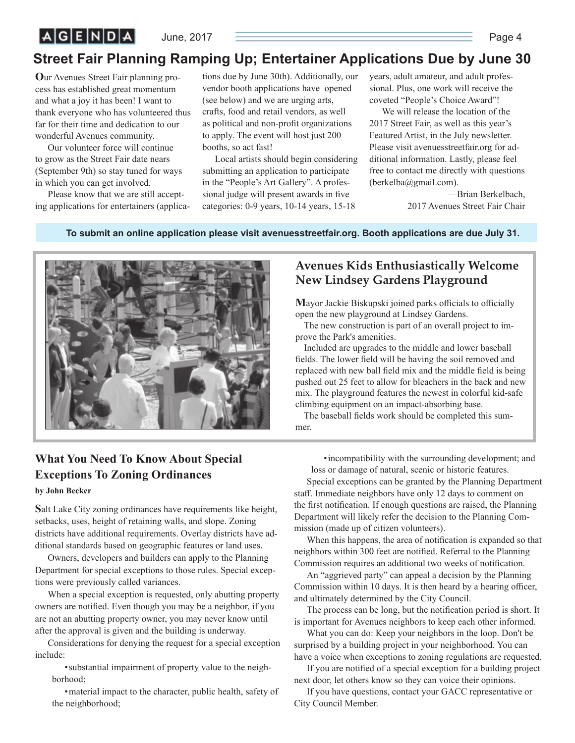## Street Fair Planning Ramping Up; Entertainer Applications Due by June 30

Our Avenues Street Fair planning process has established great momentum and what a joy it has been! I want to thank everyone who has volunteered thus far for their time and dedication to our wonderful Avenues community.

Our volunteer force will continue to grow as the Street Fair date nears (September 9th) so stay tuned for ways in which you can get involved.

Please know that we are still accepting applications for entertainers (applications due by June 30th). Additionally, our vendor booth applications have opened (see below) and we are urging arts, crafts, food and retail vendors, as well as political and non-profit organizations to apply. The event will host just 200 booths, so act fast!

Local artists should begin considering submitting an application to participate in the "People's Art Gallery". A professional judge will present awards in five categories: 0-9 years, 10-14 years, 15-18 years, adult amateur, and adult professional. Plus, one work will receive the coveted "People's Choice Award"!

We will release the location of the 2017 Street Fair, as well as this year's Featured Artist, in the July newsletter. Please visit avenuesstreetfair.org for additional information. Lastly, please feel free to contact me directly with questions (berkelba@gmail.com).

—Brian Berkelbach,
2017 Avenues Street Fair Chair

**To submit an online application please visit avenuesstreetfair.org. Booth applications are due July 31.**

## Avenues Kids Enthusiastically Welcome New Lindsey Gardens Playground

Mayor Jackie Biskupski joined parks officials to officially open the new playground at Lindsey Gardens.

The new construction is part of an overall project to improve the Park's amenities.

Included are upgrades to the middle and lower baseball fields. The lower field will be having the soil removed and replaced with new ball field mix and the middle field is being pushed out 25 feet to allow for bleachers in the back and new mix. The playground features the newest in colorful kid-safe climbing equipment on an impact-absorbing base.

The baseball fields work should be completed this summer.

## What You Need To Know About Special Exceptions To Zoning Ordinances

**by John Becker**

Salt Lake City zoning ordinances have requirements like height, setbacks, uses, height of retaining walls, and slope. Zoning districts have additional requirements. Overlay districts have additional standards based on geographic features or land uses.

Owners, developers and builders can apply to the Planning Department for special exceptions to those rules. Special exceptions were previously called variances.

When a special exception is requested, only abutting property owners are notified. Even though you may be a neighbor, if you are not an abutting property owner, you may never know until after the approval is given and the building is underway.

Considerations for denying the request for a special exception include:

- substantial impairment of property value to the neighborhood;
- material impact to the character, public health, safety of the neighborhood;
- incompatibility with the surrounding development; and loss or damage of natural, scenic or historic features.

Special exceptions can be granted by the Planning Department staff. Immediate neighbors have only 12 days to comment on the first notification. If enough questions are raised, the Planning Department will likely refer the decision to the Planning Commission (made up of citizen volunteers).

When this happens, the area of notification is expanded so that neighbors within 300 feet are notified. Referral to the Planning Commission requires an additional two weeks of notification.

An "aggrieved party" can appeal a decision by the Planning Commission within 10 days. It is then heard by a hearing officer, and ultimately determined by the City Council.

The process can be long, but the notification period is short. It is important for Avenues neighbors to keep each other informed.

What you can do: Keep your neighbors in the loop. Don't be surprised by a building project in your neighborhood. You can have a voice when exceptions to zoning regulations are requested.

If you are notified of a special exception for a building project next door, let others know so they can voice their opinions.

If you have questions, contact your GACC representative or City Council Member.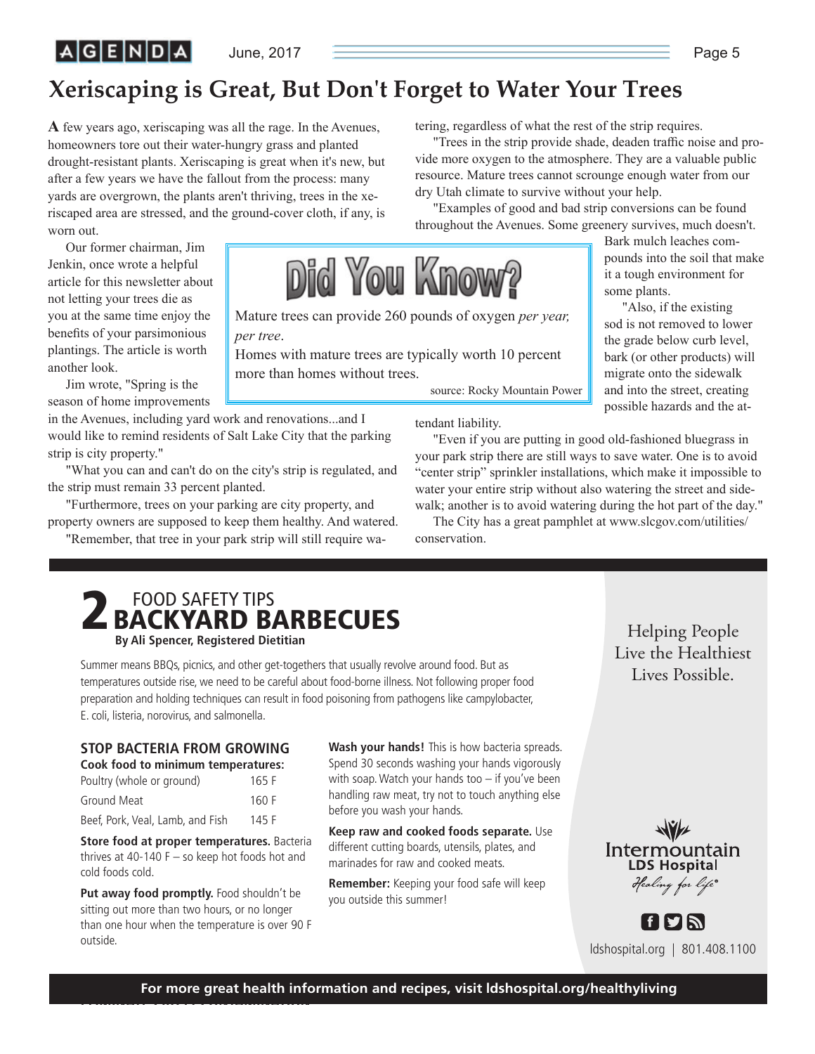# Xeriscaping is Great, But Don't Forget to Water Your Trees

A few years ago, xeriscaping was all the rage. In the Avenues, homeowners tore out their water-hungry grass and planted drought-resistant plants. Xeriscaping is great when it's new, but after a few years we have the fallout from the process: many yards are overgrown, the plants aren't thriving, trees in the xeriscaped area are stressed, and the ground-cover cloth, if any, is worn out.

Our former chairman, Jim Jenkin, once wrote a helpful article for this newsletter about not letting your trees die as you at the same time enjoy the benefits of your parsimonious plantings. The article is worth another look.

Jim wrote, "Spring is the season of home improvements in the Avenues, including yard work and renovations...and I would like to remind residents of Salt Lake City that the parking strip is city property."

"What you can and can't do on the city's strip is regulated, and the strip must remain 33 percent planted.

"Furthermore, trees on your parking are city property, and property owners are supposed to keep them healthy. And watered.

"Remember, that tree in your park strip will still require watering, regardless of what the rest of the strip requires.

"Trees in the strip provide shade, deaden traffic noise and provide more oxygen to the atmosphere. They are a valuable public resource. Mature trees cannot scrounge enough water from our dry Utah climate to survive without your help.

"Examples of good and bad strip conversions can be found throughout the Avenues. Some greenery survives, much doesn't. Bark mulch leaches compounds into the soil that make it a tough environment for some plants.

"Also, if the existing sod is not removed to lower the grade below curb level, bark (or other products) will migrate onto the sidewalk and into the street, creating possible hazards and the attendant liability.

"Even if you are putting in good old-fashioned bluegrass in your park strip there are still ways to save water. One is to avoid "center strip" sprinkler installations, which make it impossible to water your entire strip without also watering the street and sidewalk; another is to avoid watering during the hot part of the day."

The City has a great pamphlet at www.slcgov.com/utilities/conservation.

> **Did You Know?**
>
> Mature trees can provide 260 pounds of oxygen *per year, per tree*.
>
> Homes with mature trees are typically worth 10 percent more than homes without trees.
>
> source: Rocky Mountain Power

---

## 2 FOOD SAFETY TIPS BACKYARD BARBECUES

**By Ali Spencer, Registered Dietitian**

Summer means BBQs, picnics, and other get-togethers that usually revolve around food. But as temperatures outside rise, we need to be careful about food-borne illness. Not following proper food preparation and holding techniques can result in food poisoning from pathogens like campylobacter, E. coli, listeria, norovirus, and salmonella.

### STOP BACTERIA FROM GROWING

**Cook food to minimum temperatures:**

| | |
|---|---|
| Poultry (whole or ground) | 165 F |
| Ground Meat | 160 F |
| Beef, Pork, Veal, Lamb, and Fish | 145 F |

**Store food at proper temperatures.** Bacteria thrives at 40-140 F – so keep hot foods hot and cold foods cold.

**Put away food promptly.** Food shouldn't be sitting out more than two hours, or no longer than one hour when the temperature is over 90 F outside.

**Wash your hands!** This is how bacteria spreads. Spend 30 seconds washing your hands vigorously with soap. Watch your hands too – if you've been handling raw meat, try not to touch anything else before you wash your hands.

**Keep raw and cooked foods separate.** Use different cutting boards, utensils, plates, and marinades for raw and cooked meats.

**Remember:** Keeping your food safe will keep you outside this summer!

Helping People Live the Healthiest Lives Possible.

Intermountain LDS Hospital *Healing for life®*

ldshospital.org | 801.408.1100

**For more great health information and recipes, visit ldshospital.org/healthyliving**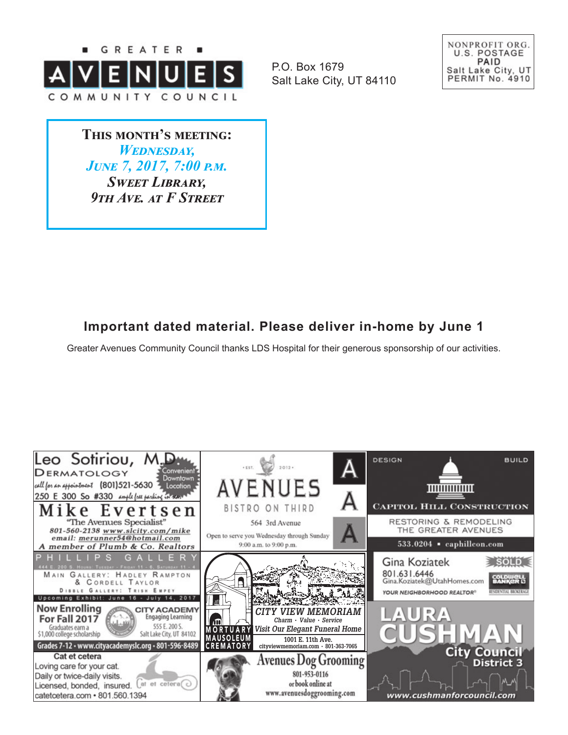GREATER

# AVENUES

COMMUNITY COUNCIL

P.O. Box 1679
Salt Lake City, UT 84110

NONPROFIT ORG.
U.S. POSTAGE
PAID
Salt Lake City, UT
PERMIT No. 4910

**THIS MONTH'S MEETING:**
***WEDNESDAY, JUNE 7, 2017, 7:00 P.M.***
***SWEET LIBRARY, 9TH AVE. AT F STREET***

**Important dated material. Please deliver in-home by June 1**

Greater Avenues Community Council thanks LDS Hospital for their generous sponsorship of our activities.

---

**Leo Sotiriou, M.D.**
DERMATOLOGY
call for an appointment (801)521-5630
250 E 300 So #330 ample free parking in rear
Convenient Downtown Location

**Mike Evertsen**
"The Avenues Specialist"
801-560-2138 www.slcity.com/mike
email: merunner54@hotmail.com
A member of Plumb & Co. Realtors

**AVENUES BISTRO ON THIRD**
EST. 2012
564 3rd Avenue
Open to serve you Wednesday through Sunday
9:00 a.m. to 9:00 p.m.

DESIGN BUILD
**CAPITOL HILL CONSTRUCTION**
RESTORING & REMODELING THE GREATER AVENUES
533.0204 ▪ caphillcon.com

**PHILLIPS GALLERY**
444 E. 200 S. Hours: Tuesday - Friday 11 - 6, Saturday 11 - 4
Main Gallery: Hadley Rampton & Cordell Taylor
Dibble Gallery: Trish Empey
Upcoming Exhibit: June 16 - July 14, 2017

**CITY VIEW MEMORIAM**
Charm · Value · Service
Visit Our Elegant Funeral Home
1001 E. 11th Ave.
cityviewmemoriam.com · 801-363-7065
MORTUARY MAUSOLEUM CREMATORY

**Gina Koziatek**
801.631.6446
Gina.Koziatek@UtahHomes.com
YOUR NEIGHBORHOOD REALTOR®
Coldwell Banker Residential Brokerage

**Now Enrolling For Fall 2017**
CITY ACADEMY
Engaging Learning
Graduates earn a $1,000 college scholarship
555 E. 200 S. Salt Lake City, UT 84102
Grades 7-12 · www.cityacademyslc.org · 801-596-8489

**LAURA CUSHMAN**
City Council District 3
www.cushmanforcouncil.com

**Cat et cetera**
Loving care for your cat.
Daily or twice-daily visits.
Licensed, bonded, insured.
catetcetera.com • 801.560.1394

**Avenues Dog Grooming**
801-953-0116
or book online at
www.avenuesdoggrooming.com